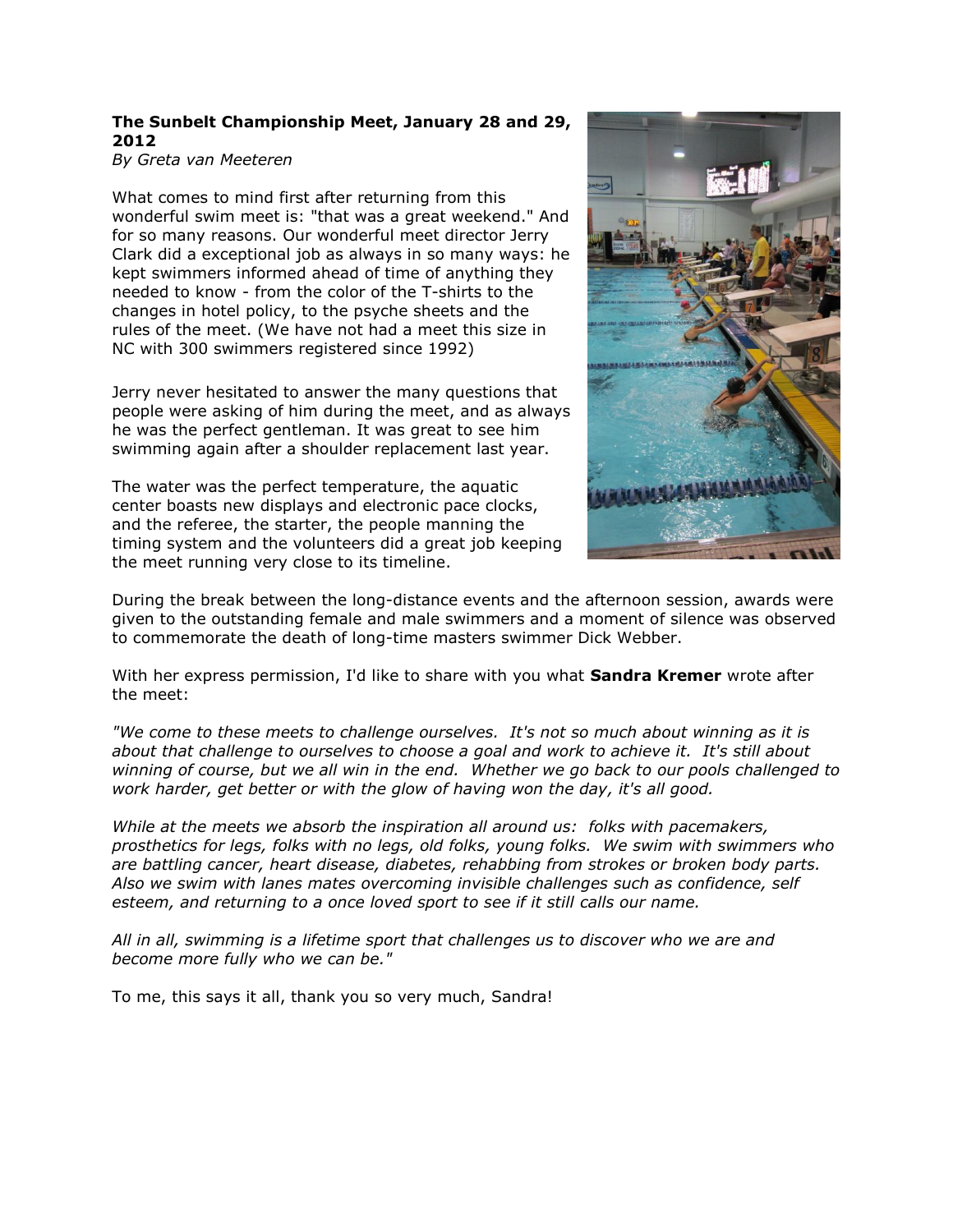**The Sunbelt Championship Meet, January 28 and 29, 2012**
*By Greta van Meeteren*

What comes to mind first after returning from this wonderful swim meet is: "that was a great weekend." And for so many reasons. Our wonderful meet director Jerry Clark did a exceptional job as always in so many ways: he kept swimmers informed ahead of time of anything they needed to know - from the color of the T-shirts to the changes in hotel policy, to the psyche sheets and the rules of the meet. (We have not had a meet this size in NC with 300 swimmers registered since 1992)

Jerry never hesitated to answer the many questions that people were asking of him during the meet, and as always he was the perfect gentleman. It was great to see him swimming again after a shoulder replacement last year.

The water was the perfect temperature, the aquatic center boasts new displays and electronic pace clocks, and the referee, the starter, the people manning the timing system and the volunteers did a great job keeping the meet running very close to its timeline.

During the break between the long-distance events and the afternoon session, awards were given to the outstanding female and male swimmers and a moment of silence was observed to commemorate the death of long-time masters swimmer Dick Webber.

With her express permission, I'd like to share with you what **Sandra Kremer** wrote after the meet:

*"We come to these meets to challenge ourselves. It's not so much about winning as it is about that challenge to ourselves to choose a goal and work to achieve it. It's still about winning of course, but we all win in the end. Whether we go back to our pools challenged to work harder, get better or with the glow of having won the day, it's all good.*

*While at the meets we absorb the inspiration all around us: folks with pacemakers, prosthetics for legs, folks with no legs, old folks, young folks. We swim with swimmers who are battling cancer, heart disease, diabetes, rehabbing from strokes or broken body parts. Also we swim with lanes mates overcoming invisible challenges such as confidence, self esteem, and returning to a once loved sport to see if it still calls our name.*

*All in all, swimming is a lifetime sport that challenges us to discover who we are and become more fully who we can be."*

To me, this says it all, thank you so very much, Sandra!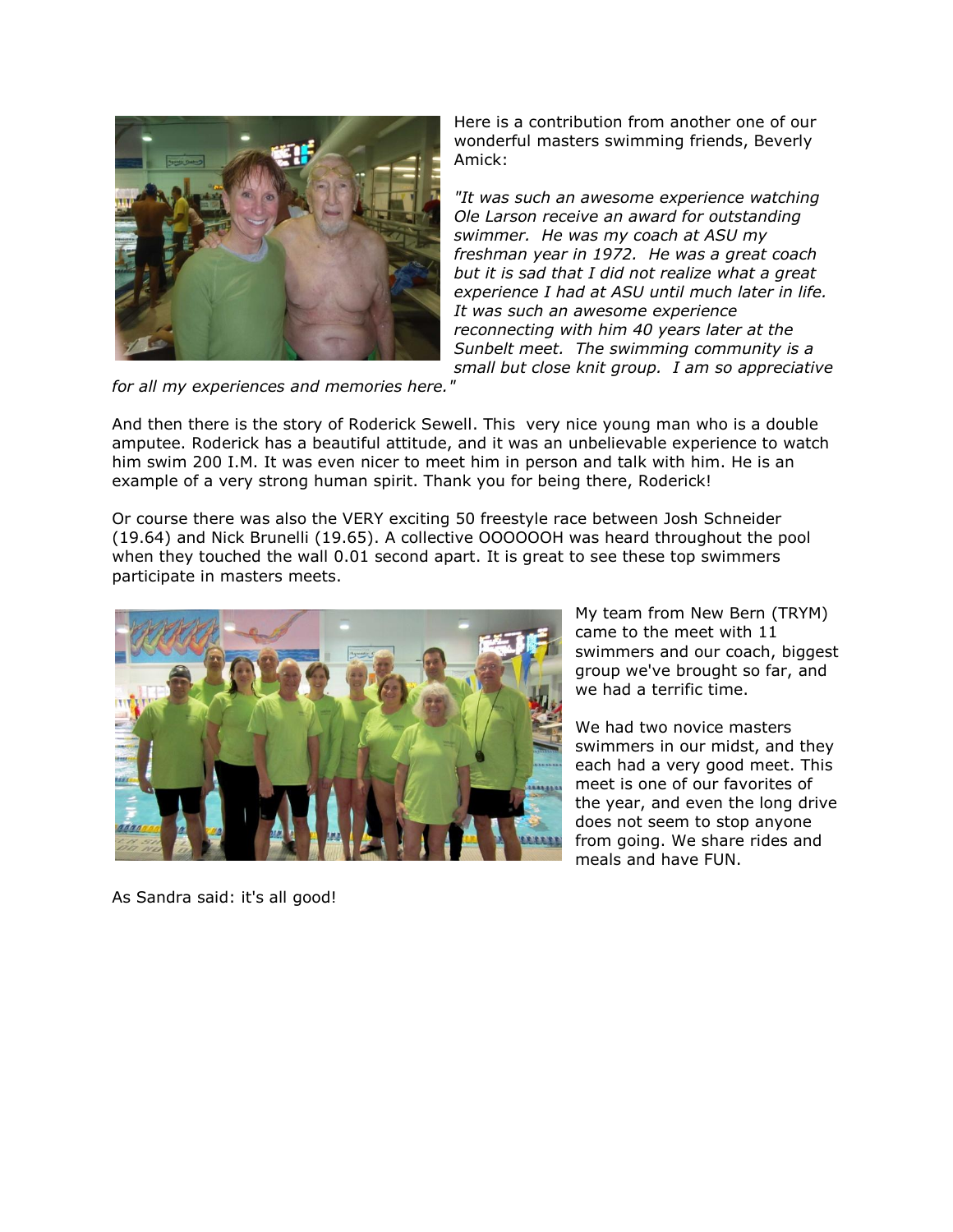Here is a contribution from another one of our wonderful masters swimming friends, Beverly Amick:

*"It was such an awesome experience watching Ole Larson receive an award for outstanding swimmer. He was my coach at ASU my freshman year in 1972. He was a great coach but it is sad that I did not realize what a great experience I had at ASU until much later in life. It was such an awesome experience reconnecting with him 40 years later at the Sunbelt meet. The swimming community is a small but close knit group. I am so appreciative for all my experiences and memories here."*

And then there is the story of Roderick Sewell. This very nice young man who is a double amputee. Roderick has a beautiful attitude, and it was an unbelievable experience to watch him swim 200 I.M. It was even nicer to meet him in person and talk with him. He is an example of a very strong human spirit. Thank you for being there, Roderick!

Or course there was also the VERY exciting 50 freestyle race between Josh Schneider (19.64) and Nick Brunelli (19.65). A collective OOOOOOH was heard throughout the pool when they touched the wall 0.01 second apart. It is great to see these top swimmers participate in masters meets.

My team from New Bern (TRYM) came to the meet with 11 swimmers and our coach, biggest group we've brought so far, and we had a terrific time.

We had two novice masters swimmers in our midst, and they each had a very good meet. This meet is one of our favorites of the year, and even the long drive does not seem to stop anyone from going. We share rides and meals and have FUN.

As Sandra said: it's all good!